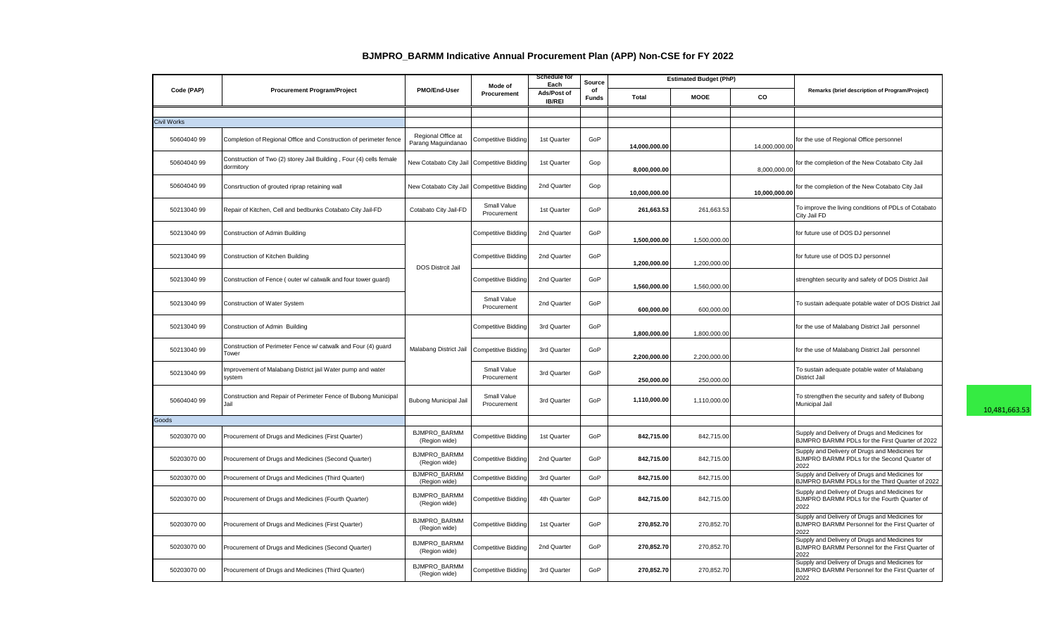# BJMPRO_BARMM Indicative Annual Procurement Plan (APP) Non-CSE for FY 2022

| Code (PAP) | Procurement Program/Project | PMO/End-User | Mode of Procurement | Schedule for Each Ads/Post of IB/REI | Source of Funds | Estimated Budget (PhP) | | | Remarks (brief description of Program/Project) |
|---|---|---|---|---|---|---|---|---|---|
| | | | | | | Total | MOOE | CO | |
| Civil Works | | | | | | | | | |
| 50604040 99 | Completion of Regional Office and Construction of perimeter fence | Regional Office at Parang Maguindanao | Competitive Bidding | 1st Quarter | GoP | 14,000,000.00 | | 14,000,000.00 | for the use of Regional Office personnel |
| 50604040 99 | Construction of Two (2) storey Jail Building , Four (4) cells female dormitory | New Cotabato City Jail | Competitive Bidding | 1st Quarter | Gop | 8,000,000.00 | | 8,000,000.00 | for the completion of the New Cotabato City Jail |
| 50604040 99 | Consrtruction of grouted riprap retaining wall | New Cotabato City Jail | Competitive Bidding | 2nd Quarter | Gop | 10,000,000.00 | | 10,000,000.00 | for the completion of the New Cotabato City Jail |
| 50213040 99 | Repair of Kitchen, Cell and bedbunks Cotabato City Jail-FD | Cotabato City Jail-FD | Small Value Procurement | 1st Quarter | GoP | 261,663.53 | 261,663.53 | | To improve the living conditions of PDLs of Cotabato City Jail FD |
| 50213040 99 | Construction of Admin Building | DOS Distrcit Jail | Competitive Bidding | 2nd Quarter | GoP | 1,500,000.00 | 1,500,000.00 | | for future use of DOS DJ personnel |
| 50213040 99 | Construction of Kitchen Building | DOS Distrcit Jail | Competitive Bidding | 2nd Quarter | GoP | 1,200,000.00 | 1,200,000.00 | | for future use of DOS DJ personnel |
| 50213040 99 | Construction of Fence ( outer w/ catwalk and four tower guard) | DOS Distrcit Jail | Competitive Bidding | 2nd Quarter | GoP | 1,560,000.00 | 1,560,000.00 | | strenghten security and safety of DOS District Jail |
| 50213040 99 | Construction of Water System | DOS Distrcit Jail | Small Value Procurement | 2nd Quarter | GoP | 600,000.00 | 600,000.00 | | To sustain adequate potable water of DOS District Jail |
| 50213040 99 | Construction of Admin Building | Malabang District Jail | Competitive Bidding | 3rd Quarter | GoP | 1,800,000.00 | 1,800,000.00 | | for the use of Malabang District Jail personnel |
| 50213040 99 | Construction of Perimeter Fence w/ catwalk and Four (4) guard Tower | Malabang District Jail | Competitive Bidding | 3rd Quarter | GoP | 2,200,000.00 | 2,200,000.00 | | for the use of Malabang District Jail personnel |
| 50213040 99 | Improvement of Malabang District jail Water pump and water system | Malabang District Jail | Small Value Procurement | 3rd Quarter | GoP | 250,000.00 | 250,000.00 | | To sustain adequate potable water of Malabang District Jail |
| 50604040 99 | Construction and Repair of Perimeter Fence of Bubong Municipal Jail | Bubong Municipal Jail | Small Value Procurement | 3rd Quarter | GoP | 1,110,000.00 | 1,110,000.00 | | To strengthen the security and safety of Bubong Municipal Jail |
| Goods | | | | | | | | | |
| 50203070 00 | Procurement of Drugs and Medicines (First Quarter) | BJMPRO_BARMM (Region wide) | Competitive Bidding | 1st Quarter | GoP | 842,715.00 | 842,715.00 | | Supply and Delivery of Drugs and Medicines for BJMPRO BARMM PDLs for the First Quarter of 2022 |
| 50203070 00 | Procurement of Drugs and Medicines (Second Quarter) | BJMPRO_BARMM (Region wide) | Competitive Bidding | 2nd Quarter | GoP | 842,715.00 | 842,715.00 | | Supply and Delivery of Drugs and Medicines for BJMPRO BARMM PDLs for the Second Quarter of 2022 |
| 50203070 00 | Procurement of Drugs and Medicines (Third Quarter) | BJMPRO_BARMM (Region wide) | Competitive Bidding | 3rd Quarter | GoP | 842,715.00 | 842,715.00 | | Supply and Delivery of Drugs and Medicines for BJMPRO BARMM PDLs for the Third Quarter of 2022 |
| 50203070 00 | Procurement of Drugs and Medicines (Fourth Quarter) | BJMPRO_BARMM (Region wide) | Competitive Bidding | 4th Quarter | GoP | 842,715.00 | 842,715.00 | | Supply and Delivery of Drugs and Medicines for BJMPRO BARMM PDLs for the Fourth Quarter of 2022 |
| 50203070 00 | Procurement of Drugs and Medicines (First Quarter) | BJMPRO_BARMM (Region wide) | Competitive Bidding | 1st Quarter | GoP | 270,852.70 | 270,852.70 | | Supply and Delivery of Drugs and Medicines for BJMPRO BARMM Personnel for the First Quarter of 2022 |
| 50203070 00 | Procurement of Drugs and Medicines (Second Quarter) | BJMPRO_BARMM (Region wide) | Competitive Bidding | 2nd Quarter | GoP | 270,852.70 | 270,852.70 | | Supply and Delivery of Drugs and Medicines for BJMPRO BARMM Personnel for the First Quarter of 2022 |
| 50203070 00 | Procurement of Drugs and Medicines (Third Quarter) | BJMPRO_BARMM (Region wide) | Competitive Bidding | 3rd Quarter | GoP | 270,852.70 | 270,852.70 | | Supply and Delivery of Drugs and Medicines for BJMPRO BARMM Personnel for the First Quarter of 2022 |

10,481,663.53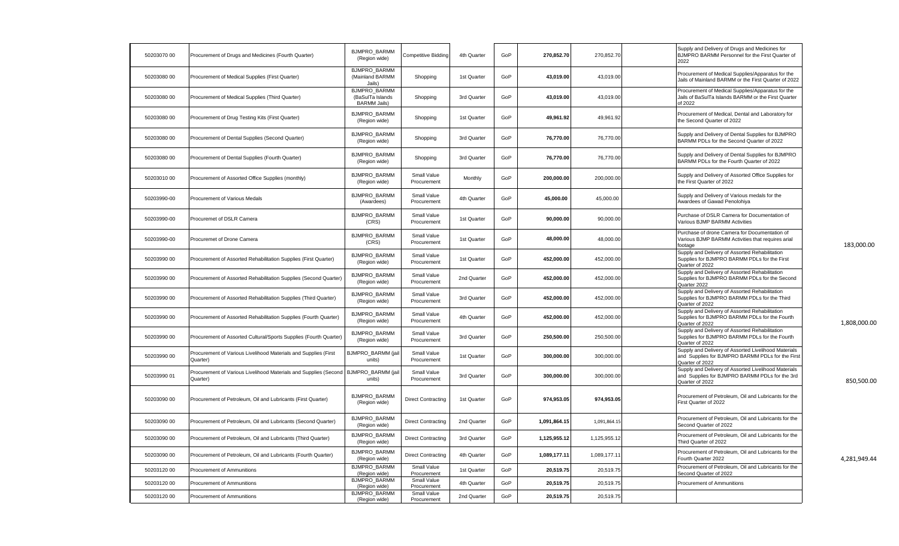| | | | | | | | | | | |
|---|---|---|---|---|---|---|---|---|---|---|
| 50203070 00 | Procurement of Drugs and Medicines (Fourth Quarter) | BJMPRO_BARMM (Region wide) | Competitive Bidding | 4th Quarter | GoP | **270,852.70** | 270,852.70 | | Supply and Delivery of Drugs and Medicines for BJMPRO BARMM Personnel for the First Quarter of 2022 | |
| 50203080 00 | Procurement of Medical Supplies (First Quarter) | BJMPRO_BARMM (Mainland BARMM Jails) | Shopping | 1st Quarter | GoP | **43,019.00** | 43,019.00 | | Procurement of Medical Supplies/Apparatus for the Jails of Mainland BARMM or the First Quarter of 2022 | |
| 50203080 00 | Procurement of Medical Supplies (Third Quarter) | BJMPRO_BARMM (BaSulTa Islands BARMM Jails) | Shopping | 3rd Quarter | GoP | **43,019.00** | 43,019.00 | | Procurement of Medical Supplies/Apparatus for the Jails of BaSulTa Islands BARMM or the First Quarter of 2022 | |
| 50203080 00 | Procurement of Drug Testing Kits (First Quarter) | BJMPRO_BARMM (Region wide) | Shopping | 1st Quarter | GoP | **49,961.92** | 49,961.92 | | Procurement of Medical, Dental and Laboratory for the Second Quarter of 2022 | |
| 50203080 00 | Procurement of Dental Supplies (Second Quarter) | BJMPRO_BARMM (Region wide) | Shopping | 3rd Quarter | GoP | **76,770.00** | 76,770.00 | | Supply and Delivery of Dental Supplies for BJMPRO BARMM PDLs for the Second Quarter of 2022 | |
| 50203080 00 | Procurement of Dental Supplies (Fourth Quarter) | BJMPRO_BARMM (Region wide) | Shopping | 3rd Quarter | GoP | **76,770.00** | 76,770.00 | | Supply and Delivery of Dental Supplies for BJMPRO BARMM PDLs for the Fourth Quarter of 2022 | |
| 50203010 00 | Procurement of Assorted Office Supplies (monthly) | BJMPRO_BARMM (Region wide) | Small Value Procurement | Monthly | GoP | **200,000.00** | 200,000.00 | | Supply and Delivery of Assorted Office Supplies for the First Quarter of 2022 | |
| 50203990-00 | Procurement of Various Medals | BJMPRO_BARMM (Awardees) | Small Value Procurement | 4th Quarter | GoP | **45,000.00** | 45,000.00 | | Supply and Delivery of Various medals for the Awardees of Gawad Penolohiya | |
| 50203990-00 | Procuremet of DSLR Camera | BJMPRO_BARMM (CRS) | Small Value Procurement | 1st Quarter | GoP | **90,000.00** | 90,000.00 | | Purchase of DSLR Camera for Documentation of Various BJMP BARMM Activities | |
| 50203990-00 | Procuremet of Drone Camera | BJMPRO_BARMM (CRS) | Small Value Procurement | 1st Quarter | GoP | **48,000.00** | 48,000.00 | | Purchase of drone Camera for Documentation of Various BJMP BARMM Activities that requires arial footage | 183,000.00 |
| 50203990 00 | Procurement of Assorted Rehabilitation Supplies (First Quarter) | BJMPRO_BARMM (Region wide) | Small Value Procurement | 1st Quarter | GoP | **452,000.00** | 452,000.00 | | Supply and Delivery of Assorted Rehabilitation Supplies for BJMPRO BARMM PDLs for the First Quarter of 2022 | |
| 50203990 00 | Procurement of Assorted Rehabilitation Supplies (Second Quarter) | BJMPRO_BARMM (Region wide) | Small Value Procurement | 2nd Quarter | GoP | **452,000.00** | 452,000.00 | | Supply and Delivery of Assorted Rehabilitation Supplies for BJMPRO BARMM PDLs for the Second Quarter 2022 | |
| 50203990 00 | Procurement of Assorted Rehabilitation Supplies (Third Quarter) | BJMPRO_BARMM (Region wide) | Small Value Procurement | 3rd Quarter | GoP | **452,000.00** | 452,000.00 | | Supply and Delivery of Assorted Rehabilitation Supplies for BJMPRO BARMM PDLs for the Third Quarter of 2022 | |
| 50203990 00 | Procurement of Assorted Rehabilitation Supplies (Fourth Quarter) | BJMPRO_BARMM (Region wide) | Small Value Procurement | 4th Quarter | GoP | **452,000.00** | 452,000.00 | | Supply and Delivery of Assorted Rehabilitation Supplies for BJMPRO BARMM PDLs for the Fourth Quarter of 2022 | |
| 50203990 00 | Procurement of Assorted Cultural/Sports Supplies (Fourth Quarter) | BJMPRO_BARMM (Region wide) | Small Value Procurement | 3rd Quarter | GoP | **250,500.00** | 250,500.00 | | Supply and Delivery of Assorted Rehabilitation Supplies for BJMPRO BARMM PDLs for the Fourth Quarter of 2022 | 1,808,000.00 |
| 50203990 00 | Procurement of Various Livelihood Materials and Supplies (First Quarter) | BJMPRO_BARMM (jail units) | Small Value Procurement | 1st Quarter | GoP | **300,000.00** | 300,000.00 | | Supply and Delivery of Assorted Livelihood Materials and Supplies for BJMPRO BARMM PDLs for the First Quarter of 2022 | |
| 50203990 01 | Procurement of Various Livelihood Materials and Supplies (Second Quarter) | BJMPRO_BARMM (jail units) | Small Value Procurement | 3rd Quarter | GoP | **300,000.00** | 300,000.00 | | Supply and Delivery of Assorted Livelihood Materials and Supplies for BJMPRO BARMM PDLs for the 3rd Quarter of 2022 | 850,500.00 |
| 50203090 00 | Procurement of Petroleum, Oil and Lubricants (First Quarter) | BJMPRO_BARMM (Region wide) | Direct Contracting | 1st Quarter | GoP | **974,953.05** | **974,953.05** | | Procurement of Petroleum, Oil and Lubricants for the First Quarter of 2022 | |
| 50203090 00 | Procurement of Petroleum, Oil and Lubricants (Second Quarter) | BJMPRO_BARMM (Region wide) | Direct Contracting | 2nd Quarter | GoP | **1,091,864.15** | 1,091,864.15 | | Procurement of Petroleum, Oil and Lubricants for the Second Quarter of 2022 | |
| 50203090 00 | Procurement of Petroleum, Oil and Lubricants (Third Quarter) | BJMPRO_BARMM (Region wide) | Direct Contracting | 3rd Quarter | GoP | **1,125,955.12** | 1,125,955.12 | | Procurement of Petroleum, Oil and Lubricants for the Third Quarter of 2022 | |
| 50203090 00 | Procurement of Petroleum, Oil and Lubricants (Fourth Quarter) | BJMPRO_BARMM (Region wide) | Direct Contracting | 4th Quarter | GoP | **1,089,177.11** | 1,089,177.11 | | Procurement of Petroleum, Oil and Lubricants for the Fourth Quarter 2022 | |
| 50203120 00 | Procurement of Ammunitions | BJMPRO_BARMM (Region wide) | Small Value Procurement | 1st Quarter | GoP | **20,519.75** | 20,519.75 | | Procurement of Petroleum, Oil and Lubricants for the Second Quarter of 2022 | 4,281,949.44 |
| 50203120 00 | Procurement of Ammunitions | BJMPRO_BARMM (Region wide) | Small Value Procurement | 4th Quarter | GoP | **20,519.75** | 20,519.75 | | Procurement of Ammunitions | |
| 50203120 00 | Procurement of Ammunitions | BJMPRO_BARMM (Region wide) | Small Value Procurement | 2nd Quarter | GoP | **20,519.75** | 20,519.75 | | | |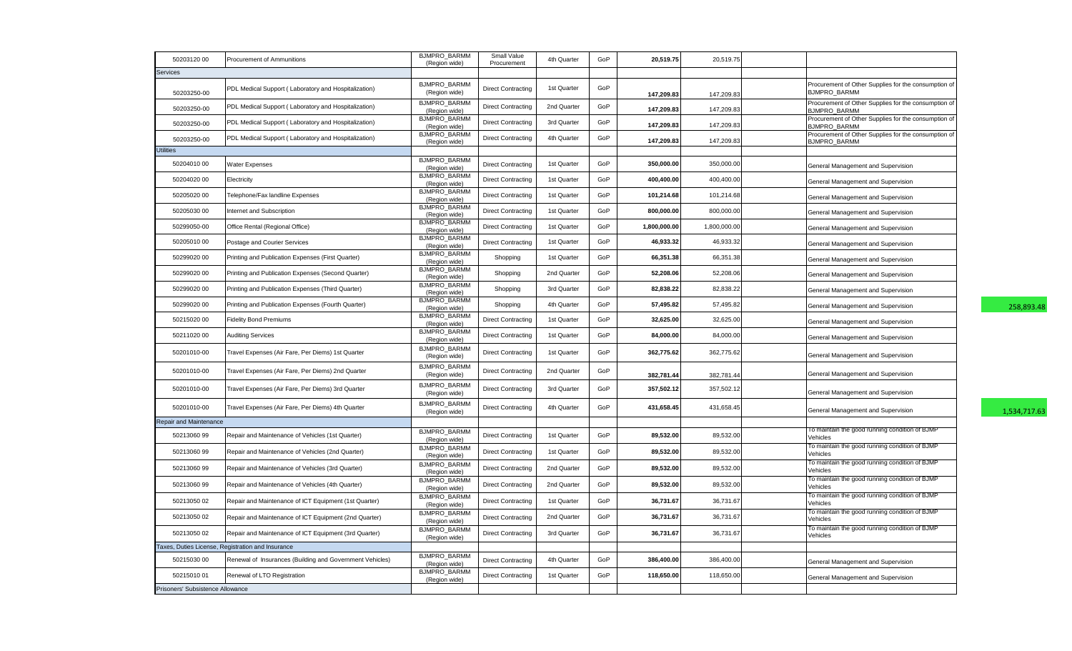| | | | | | | | | | | |
|---|---|---|---|---|---|---|---|---|---|---|
| 50203120 00 | Procurement of Ammunitions | BJMPRO_BARMM (Region wide) | Small Value Procurement | 4th Quarter | GoP | **20,519.75** | 20,519.75 | | | |
| Services | | | | | | | | | | |
| 50203250-00 | PDL Medical Support ( Laboratory and Hospitalization) | BJMPRO_BARMM (Region wide) | Direct Contracting | 1st Quarter | GoP | **147,209.83** | 147,209.83 | | Procurement of Other Supplies for the consumption of BJMPRO_BARMM | |
| 50203250-00 | PDL Medical Support ( Laboratory and Hospitalization) | BJMPRO_BARMM (Region wide) | Direct Contracting | 2nd Quarter | GoP | **147,209.83** | 147,209.83 | | Procurement of Other Supplies for the consumption of BJMPRO_BARMM | |
| 50203250-00 | PDL Medical Support ( Laboratory and Hospitalization) | BJMPRO_BARMM (Region wide) | Direct Contracting | 3rd Quarter | GoP | **147,209.83** | 147,209.83 | | Procurement of Other Supplies for the consumption of BJMPRO_BARMM | |
| 50203250-00 | PDL Medical Support ( Laboratory and Hospitalization) | BJMPRO_BARMM (Region wide) | Direct Contracting | 4th Quarter | GoP | **147,209.83** | 147,209.83 | | Procurement of Other Supplies for the consumption of BJMPRO_BARMM | |
| Utilities | | | | | | | | | | |
| 50204010 00 | Water Expenses | BJMPRO_BARMM (Region wide) | Direct Contracting | 1st Quarter | GoP | **350,000.00** | 350,000.00 | | General Management and Supervision | |
| 50204020 00 | Electricity | BJMPRO_BARMM (Region wide) | Direct Contracting | 1st Quarter | GoP | **400,400.00** | 400,400.00 | | General Management and Supervision | |
| 50205020 00 | Telephone/Fax landline Expenses | BJMPRO_BARMM (Region wide) | Direct Contracting | 1st Quarter | GoP | **101,214.68** | 101,214.68 | | General Management and Supervision | |
| 50205030 00 | Internet and Subscription | BJMPRO_BARMM (Region wide) | Direct Contracting | 1st Quarter | GoP | **800,000.00** | 800,000.00 | | General Management and Supervision | |
| 50299050-00 | Office Rental (Regional Office) | BJMPRO_BARMM (Region wide) | Direct Contracting | 1st Quarter | GoP | **1,800,000.00** | 1,800,000.00 | | General Management and Supervision | |
| 50205010 00 | Postage and Courier Services | BJMPRO_BARMM (Region wide) | Direct Contracting | 1st Quarter | GoP | **46,933.32** | 46,933.32 | | General Management and Supervision | |
| 50299020 00 | Printing and Publication Expenses (First Quarter) | BJMPRO_BARMM (Region wide) | Shopping | 1st Quarter | GoP | **66,351.38** | 66,351.38 | | General Management and Supervision | |
| 50299020 00 | Printing and Publication Expenses (Second Quarter) | BJMPRO_BARMM (Region wide) | Shopping | 2nd Quarter | GoP | **52,208.06** | 52,208.06 | | General Management and Supervision | |
| 50299020 00 | Printing and Publication Expenses (Third Quarter) | BJMPRO_BARMM (Region wide) | Shopping | 3rd Quarter | GoP | **82,838.22** | 82,838.22 | | General Management and Supervision | |
| 50299020 00 | Printing and Publication Expenses (Fourth Quarter) | BJMPRO_BARMM (Region wide) | Shopping | 4th Quarter | GoP | **57,495.82** | 57,495.82 | | General Management and Supervision | 258,893.48 |
| 50215020 00 | Fidelity Bond Premiums | BJMPRO_BARMM (Region wide) | Direct Contracting | 1st Quarter | GoP | **32,625.00** | 32,625.00 | | General Management and Supervision | |
| 50211020 00 | Auditing Services | BJMPRO_BARMM (Region wide) | Direct Contracting | 1st Quarter | GoP | **84,000.00** | 84,000.00 | | General Management and Supervision | |
| 50201010-00 | Travel Expenses (Air Fare, Per Diems) 1st Quarter | BJMPRO_BARMM (Region wide) | Direct Contracting | 1st Quarter | GoP | **362,775.62** | 362,775.62 | | General Management and Supervision | |
| 50201010-00 | Travel Expenses (Air Fare, Per Diems) 2nd Quarter | BJMPRO_BARMM (Region wide) | Direct Contracting | 2nd Quarter | GoP | **382,781.44** | 382,781.44 | | General Management and Supervision | |
| 50201010-00 | Travel Expenses (Air Fare, Per Diems) 3rd Quarter | BJMPRO_BARMM (Region wide) | Direct Contracting | 3rd Quarter | GoP | **357,502.12** | 357,502.12 | | General Management and Supervision | |
| 50201010-00 | Travel Expenses (Air Fare, Per Diems) 4th Quarter | BJMPRO_BARMM (Region wide) | Direct Contracting | 4th Quarter | GoP | **431,658.45** | 431,658.45 | | General Management and Supervision | 1,534,717.63 |
| Repair and Maintenance | | | | | | | | | | |
| 50213060 99 | Repair and Maintenance of Vehicles (1st Quarter) | BJMPRO_BARMM (Region wide) | Direct Contracting | 1st Quarter | GoP | **89,532.00** | 89,532.00 | | To maintain the good running condition of BJMP Vehicles | |
| 50213060 99 | Repair and Maintenance of Vehicles (2nd Quarter) | BJMPRO_BARMM (Region wide) | Direct Contracting | 1st Quarter | GoP | **89,532.00** | 89,532.00 | | To maintain the good running condition of BJMP Vehicles | |
| 50213060 99 | Repair and Maintenance of Vehicles (3rd Quarter) | BJMPRO_BARMM (Region wide) | Direct Contracting | 2nd Quarter | GoP | **89,532.00** | 89,532.00 | | To maintain the good running condition of BJMP Vehicles | |
| 50213060 99 | Repair and Maintenance of Vehicles (4th Quarter) | BJMPRO_BARMM (Region wide) | Direct Contracting | 2nd Quarter | GoP | **89,532.00** | 89,532.00 | | To maintain the good running condition of BJMP Vehicles | |
| 50213050 02 | Repair and Maintenance of ICT Equipment (1st Quarter) | BJMPRO_BARMM (Region wide) | Direct Contracting | 1st Quarter | GoP | **36,731.67** | 36,731.67 | | To maintain the good running condition of BJMP Vehicles | |
| 50213050 02 | Repair and Maintenance of ICT Equipment (2nd Quarter) | BJMPRO_BARMM (Region wide) | Direct Contracting | 2nd Quarter | GoP | **36,731.67** | 36,731.67 | | To maintain the good running condition of BJMP Vehicles | |
| 50213050 02 | Repair and Maintenance of ICT Equipment (3rd Quarter) | BJMPRO_BARMM (Region wide) | Direct Contracting | 3rd Quarter | GoP | **36,731.67** | 36,731.67 | | To maintain the good running condition of BJMP Vehicles | |
| Taxes, Duties License, Registration and Insurance | | | | | | | | | | |
| 50215030 00 | Renewal of Insurances (Building and Government Vehicles) | BJMPRO_BARMM (Region wide) | Direct Contracting | 4th Quarter | GoP | **386,400.00** | 386,400.00 | | General Management and Supervision | |
| 50215010 01 | Renewal of LTO Registration | BJMPRO_BARMM (Region wide) | Direct Contracting | 1st Quarter | GoP | **118,650.00** | 118,650.00 | | General Management and Supervision | |
| Prisoners' Subsistence Allowance | | | | | | | | | | |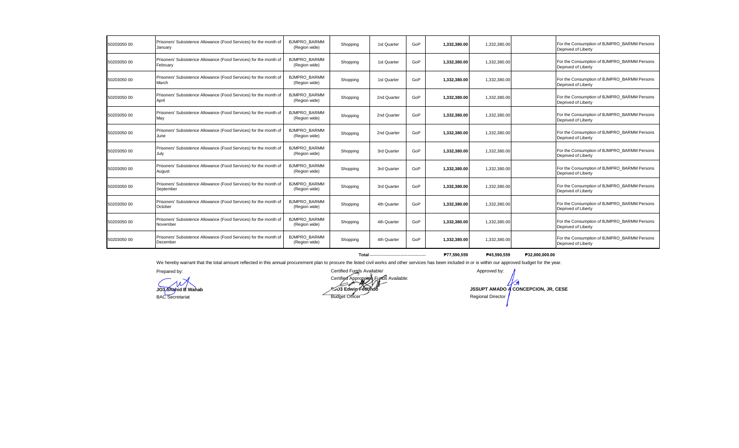| | | | | | | | | | |
|---|---|---|---|---|---|---|---|---|---|
| 50203050 00 | Prisoners' Subsistence Allowance (Food Services) for the month of January | BJMPRO_BARMM (Region wide) | Shopping | 1st Quarter | GoP | **1,332,380.00** | 1,332,380.00 | | For the Consumption of BJMPRO_BARMM Persons Deprived of Liberty |
| 50203050 00 | Prisoners' Subsistence Allowance (Food Services) for the month of February | BJMPRO_BARMM (Region wide) | Shopping | 1st Quarter | GoP | **1,332,380.00** | 1,332,380.00 | | For the Consumption of BJMPRO_BARMM Persons Deprived of Liberty |
| 50203050 00 | Prisoners' Subsistence Allowance (Food Services) for the month of March | BJMPRO_BARMM (Region wide) | Shopping | 1st Quarter | GoP | **1,332,380.00** | 1,332,380.00 | | For the Consumption of BJMPRO_BARMM Persons Deprived of Liberty |
| 50203050 00 | Prisoners' Subsistence Allowance (Food Services) for the month of April | BJMPRO_BARMM (Region wide) | Shopping | 2nd Quarter | GoP | **1,332,380.00** | 1,332,380.00 | | For the Consumption of BJMPRO_BARMM Persons Deprived of Liberty |
| 50203050 00 | Prisoners' Subsistence Allowance (Food Services) for the month of May | BJMPRO_BARMM (Region wide) | Shopping | 2nd Quarter | GoP | **1,332,380.00** | 1,332,380.00 | | For the Consumption of BJMPRO_BARMM Persons Deprived of Liberty |
| 50203050 00 | Prisoners' Subsistence Allowance (Food Services) for the month of June | BJMPRO_BARMM (Region wide) | Shopping | 2nd Quarter | GoP | **1,332,380.00** | 1,332,380.00 | | For the Consumption of BJMPRO_BARMM Persons Deprived of Liberty |
| 50203050 00 | Prisoners' Subsistence Allowance (Food Services) for the month of July | BJMPRO_BARMM (Region wide) | Shopping | 3rd Quarter | GoP | **1,332,380.00** | 1,332,380.00 | | For the Consumption of BJMPRO_BARMM Persons Deprived of Liberty |
| 50203050 00 | Prisoners' Subsistence Allowance (Food Services) for the month of August | BJMPRO_BARMM (Region wide) | Shopping | 3rd Quarter | GoP | **1,332,380.00** | 1,332,380.00 | | For the Consumption of BJMPRO_BARMM Persons Deprived of Liberty |
| 50203050 00 | Prisoners' Subsistence Allowance (Food Services) for the month of September | BJMPRO_BARMM (Region wide) | Shopping | 3rd Quarter | GoP | **1,332,380.00** | 1,332,380.00 | | For the Consumption of BJMPRO_BARMM Persons Deprived of Liberty |
| 50203050 00 | Prisoners' Subsistence Allowance (Food Services) for the month of October | BJMPRO_BARMM (Region wide) | Shopping | 4th Quarter | GoP | **1,332,380.00** | 1,332,380.00 | | For the Consumption of BJMPRO_BARMM Persons Deprived of Liberty |
| 50203050 00 | Prisoners' Subsistence Allowance (Food Services) for the month of November | BJMPRO_BARMM (Region wide) | Shopping | 4th Quarter | GoP | **1,332,380.00** | 1,332,380.00 | | For the Consumption of BJMPRO_BARMM Persons Deprived of Liberty |
| 50203050 00 | Prisoners' Subsistence Allowance (Food Services) for the month of December | BJMPRO_BARMM (Region wide) | Shopping | 4th Quarter | GoP | **1,332,380.00** | 1,332,380.00 | | For the Consumption of BJMPRO_BARMM Persons Deprived of Liberty |
| | | | | **Total.........................................** | | **₱77,590,559** | **₱45,590,559** | **₱32,000,000.00** | |

We hereby warrant that the total amount reflected in this annual procurement plan to procure the listed civil works and other services has been included in or is within our approved budget for the year.

Prepared by:

**JO3 Shahid B Wahab**
BAC Secretariat

Certified Funds Available/
Certified Appropriate Funds Available:

**SJO3 Edwin Fecundo**
Budget Officer

Approved by:

**JSSUPT AMADO A CONCEPCION, JR, CESE**
Regional Director